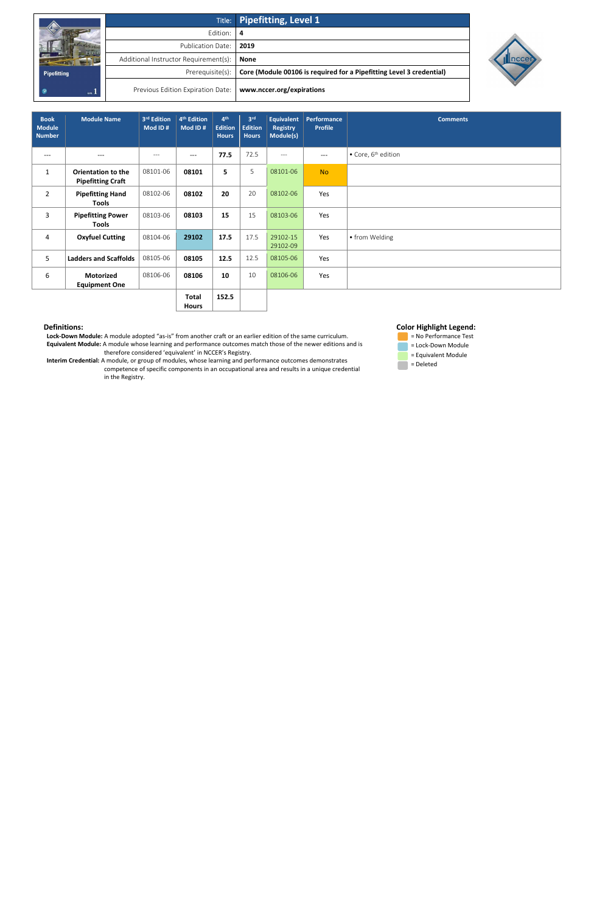| | |
|---|---|
| Title: | **Pipefitting, Level 1** |
| Edition: | **4** |
| Publication Date: | **2019** |
| Additional Instructor Requirement(s): | **None** |
| Prerequisite(s): | **Core (Module 00106 is required for a Pipefitting Level 3 credential)** |
| Previous Edition Expiration Date: | **www.nccer.org/expirations** |

| Book Module Number | Module Name | 3rd Edition Mod ID # | 4th Edition Mod ID # | 4th Edition Hours | 3rd Edition Hours | Equivalent Registry Module(s) | Performance Profile | Comments |
|---|---|---|---|---|---|---|---|---|
| --- | --- | --- | --- | **77.5** | 72.5 | --- | --- | • Core, 6th edition |
| 1 | **Orientation to the Pipefitting Craft** | 08101-06 | **08101** | **5** | 5 | 08101-06 | No | |
| 2 | **Pipefitting Hand Tools** | 08102-06 | **08102** | **20** | 20 | 08102-06 | Yes | |
| 3 | **Pipefitting Power Tools** | 08103-06 | **08103** | **15** | 15 | 08103-06 | Yes | |
| 4 | **Oxyfuel Cutting** | 08104-06 | **29102** | **17.5** | 17.5 | 29102-15 29102-09 | Yes | • from Welding |
| 5 | **Ladders and Scaffolds** | 08105-06 | **08105** | **12.5** | 12.5 | 08105-06 | Yes | |
| 6 | **Motorized Equipment One** | 08106-06 | **08106** | **10** | 10 | 08106-06 | Yes | |
| | | | **Total Hours** | **152.5** | | | | |

### Definitions:

**Lock-Down Module:** A module adopted "as-is" from another craft or an earlier edition of the same curriculum.
**Equivalent Module:** A module whose learning and performance outcomes match those of the newer editions and is therefore considered 'equivalent' in NCCER's Registry.
**Interim Credential:** A module, or group of modules, whose learning and performance outcomes demonstrates competence of specific components in an occupational area and results in a unique credential in the Registry.

### Color Highlight Legend:

- = No Performance Test
- = Lock-Down Module
- = Equivalent Module
- = Deleted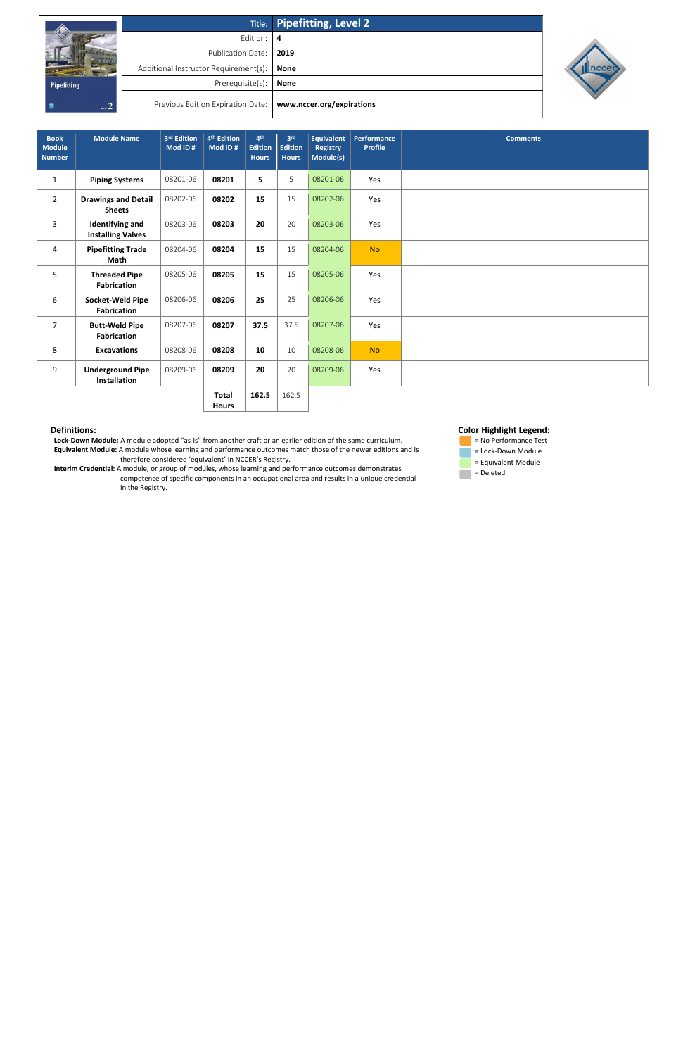| | Title: | Pipefitting, Level 2 |
|---|---|---|
| | Edition: | 4 |
| | Publication Date: | 2019 |
| | Additional Instructor Requirement(s): | None |
| | Prerequisite(s): | None |
| | Previous Edition Expiration Date: | www.nccer.org/expirations |

| Book Module Number | Module Name | 3rd Edition Mod ID # | 4th Edition Mod ID # | 4th Edition Hours | 3rd Edition Hours | Equivalent Registry Module(s) | Performance Profile | Comments |
|---|---|---|---|---|---|---|---|---|
| 1 | **Piping Systems** | 08201-06 | **08201** | **5** | 5 | 08201-06 | Yes | |
| 2 | **Drawings and Detail Sheets** | 08202-06 | **08202** | **15** | 15 | 08202-06 | Yes | |
| 3 | **Identifying and Installing Valves** | 08203-06 | **08203** | **20** | 20 | 08203-06 | Yes | |
| 4 | **Pipefitting Trade Math** | 08204-06 | **08204** | **15** | 15 | 08204-06 | No | |
| 5 | **Threaded Pipe Fabrication** | 08205-06 | **08205** | **15** | 15 | 08205-06 | Yes | |
| 6 | **Socket-Weld Pipe Fabrication** | 08206-06 | **08206** | **25** | 25 | 08206-06 | Yes | |
| 7 | **Butt-Weld Pipe Fabrication** | 08207-06 | **08207** | **37.5** | 37.5 | 08207-06 | Yes | |
| 8 | **Excavations** | 08208-06 | **08208** | **10** | 10 | 08208-06 | No | |
| 9 | **Underground Pipe Installation** | 08209-06 | **08209** | **20** | 20 | 08209-06 | Yes | |
| | | | **Total Hours** | **162.5** | 162.5 | | | |

**Definitions:**

**Lock-Down Module:** A module adopted "as-is" from another craft or an earlier edition of the same curriculum.

**Equivalent Module:** A module whose learning and performance outcomes match those of the newer editions and is therefore considered 'equivalent' in NCCER's Registry.

**Interim Credential:** A module, or group of modules, whose learning and performance outcomes demonstrates competence of specific components in an occupational area and results in a unique credential in the Registry.

**Color Highlight Legend:**

- = No Performance Test
- = Lock-Down Module
- = Equivalent Module
- = Deleted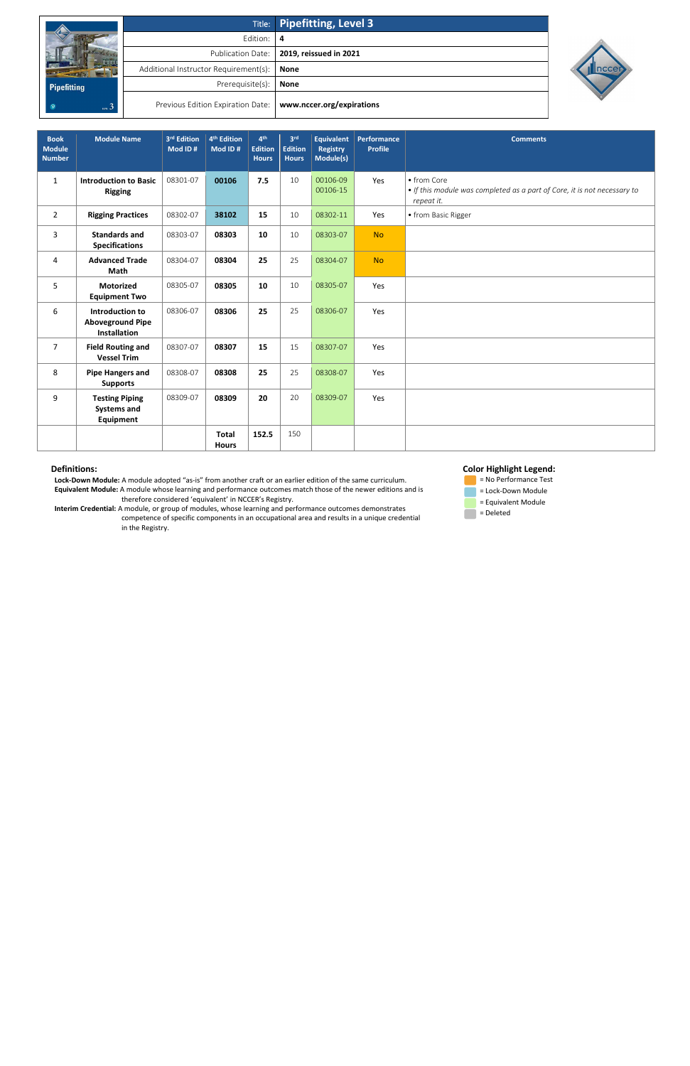| Title: | Pipefitting, Level 3 |
|---|---|
| Edition: | 4 |
| Publication Date: | 2019, reissued in 2021 |
| Additional Instructor Requirement(s): | None |
| Prerequisite(s): | None |
| Previous Edition Expiration Date: | www.nccer.org/expirations |

| Book Module Number | Module Name | 3rd Edition Mod ID # | 4th Edition Mod ID # | 4th Edition Hours | 3rd Edition Hours | Equivalent Registry Module(s) | Performance Profile | Comments |
|---|---|---|---|---|---|---|---|---|
| 1 | Introduction to Basic Rigging | 08301-07 | 00106 | 7.5 | 10 | 00106-09 00106-15 | Yes | • from Core • *If this module was completed as a part of Core, it is not necessary to repeat it.* |
| 2 | Rigging Practices | 08302-07 | 38102 | 15 | 10 | 08302-11 | Yes | • from Basic Rigger |
| 3 | Standards and Specifications | 08303-07 | 08303 | 10 | 10 | 08303-07 | No | |
| 4 | Advanced Trade Math | 08304-07 | 08304 | 25 | 25 | 08304-07 | No | |
| 5 | Motorized Equipment Two | 08305-07 | 08305 | 10 | 10 | 08305-07 | Yes | |
| 6 | Introduction to Aboveground Pipe Installation | 08306-07 | 08306 | 25 | 25 | 08306-07 | Yes | |
| 7 | Field Routing and Vessel Trim | 08307-07 | 08307 | 15 | 15 | 08307-07 | Yes | |
| 8 | Pipe Hangers and Supports | 08308-07 | 08308 | 25 | 25 | 08308-07 | Yes | |
| 9 | Testing Piping Systems and Equipment | 08309-07 | 08309 | 20 | 20 | 08309-07 | Yes | |
| | | | Total Hours | 152.5 | 150 | | | |

**Definitions:**

**Lock-Down Module:** A module adopted "as-is" from another craft or an earlier edition of the same curriculum.

**Equivalent Module:** A module whose learning and performance outcomes match those of the newer editions and is therefore considered 'equivalent' in NCCER's Registry.

**Interim Credential:** A module, or group of modules, whose learning and performance outcomes demonstrates competence of specific components in an occupational area and results in a unique credential in the Registry.

**Color Highlight Legend:**

- = No Performance Test
- = Lock-Down Module
- = Equivalent Module
- = Deleted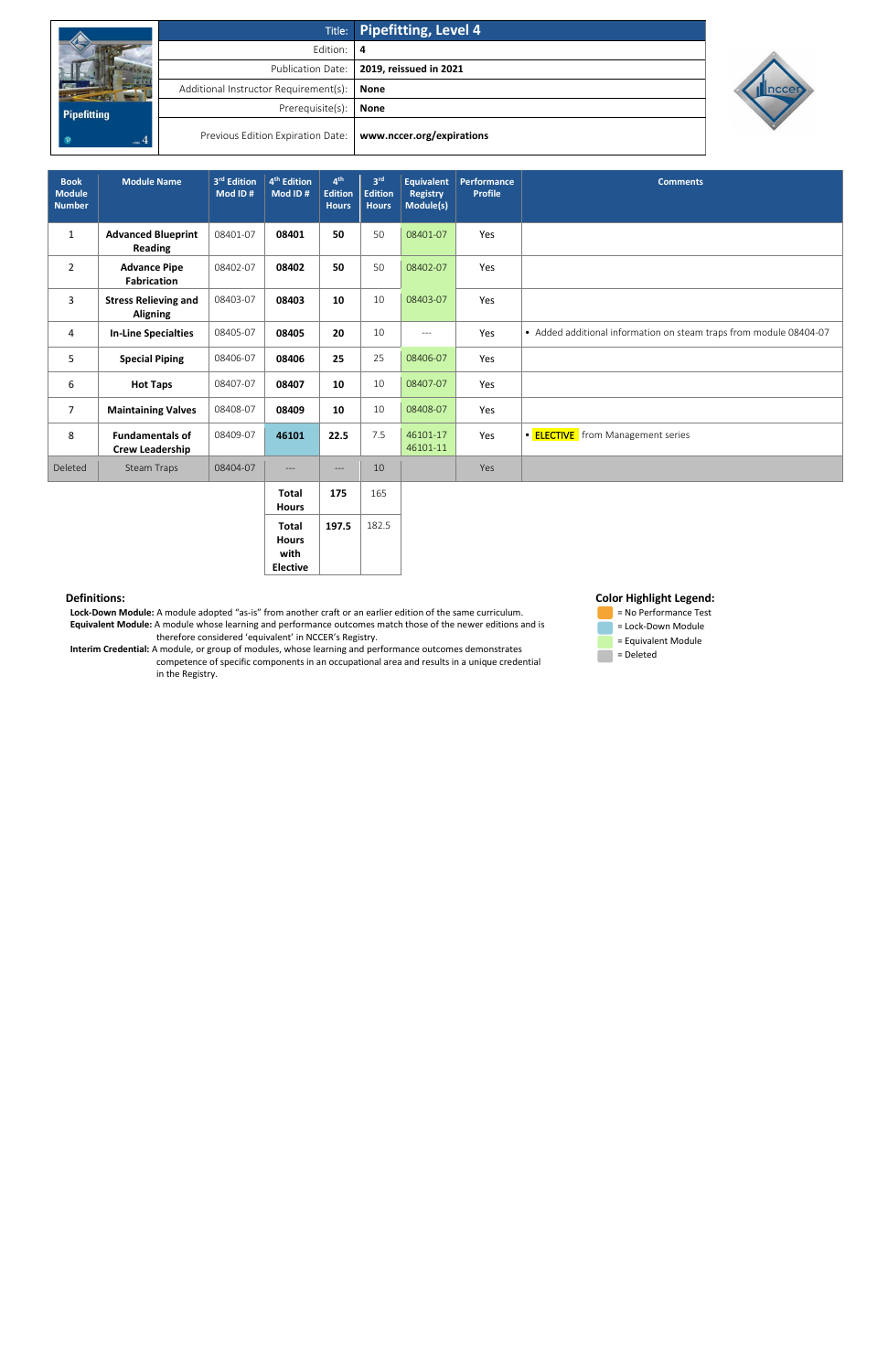| | |
|---|---|
| Title: | **Pipefitting, Level 4** |
| Edition: | **4** |
| Publication Date: | **2019, reissued in 2021** |
| Additional Instructor Requirement(s): | **None** |
| Prerequisite(s): | **None** |
| Previous Edition Expiration Date: | **www.nccer.org/expirations** |

| Book Module Number | Module Name | 3rd Edition Mod ID # | 4th Edition Mod ID # | 4th Edition Hours | 3rd Edition Hours | Equivalent Registry Module(s) | Performance Profile | Comments |
|---|---|---|---|---|---|---|---|---|
| 1 | **Advanced Blueprint Reading** | 08401-07 | **08401** | **50** | 50 | 08401-07 | Yes | |
| 2 | **Advance Pipe Fabrication** | 08402-07 | **08402** | **50** | 50 | 08402-07 | Yes | |
| 3 | **Stress Relieving and Aligning** | 08403-07 | **08403** | **10** | 10 | 08403-07 | Yes | |
| 4 | **In-Line Specialties** | 08405-07 | **08405** | **20** | 10 | --- | Yes | • Added additional information on steam traps from module 08404-07 |
| 5 | **Special Piping** | 08406-07 | **08406** | **25** | 25 | 08406-07 | Yes | |
| 6 | **Hot Taps** | 08407-07 | **08407** | **10** | 10 | 08407-07 | Yes | |
| 7 | **Maintaining Valves** | 08408-07 | **08409** | **10** | 10 | 08408-07 | Yes | |
| 8 | **Fundamentals of Crew Leadership** | 08409-07 | **46101** | **22.5** | 7.5 | 46101-17 46101-11 | Yes | • ELECTIVE from Management series |
| Deleted | Steam Traps | 08404-07 | --- | --- | 10 | | Yes | |
| | | | **Total Hours** | **175** | 165 | | | |
| | | | **Total Hours with Elective** | **197.5** | 182.5 | | | |

**Definitions:**

**Lock-Down Module:** A module adopted "as-is" from another craft or an earlier edition of the same curriculum.

**Equivalent Module:** A module whose learning and performance outcomes match those of the newer editions and is therefore considered 'equivalent' in NCCER's Registry.

**Interim Credential:** A module, or group of modules, whose learning and performance outcomes demonstrates competence of specific components in an occupational area and results in a unique credential in the Registry.

**Color Highlight Legend:**

- = No Performance Test
- = Lock-Down Module
- = Equivalent Module
- = Deleted